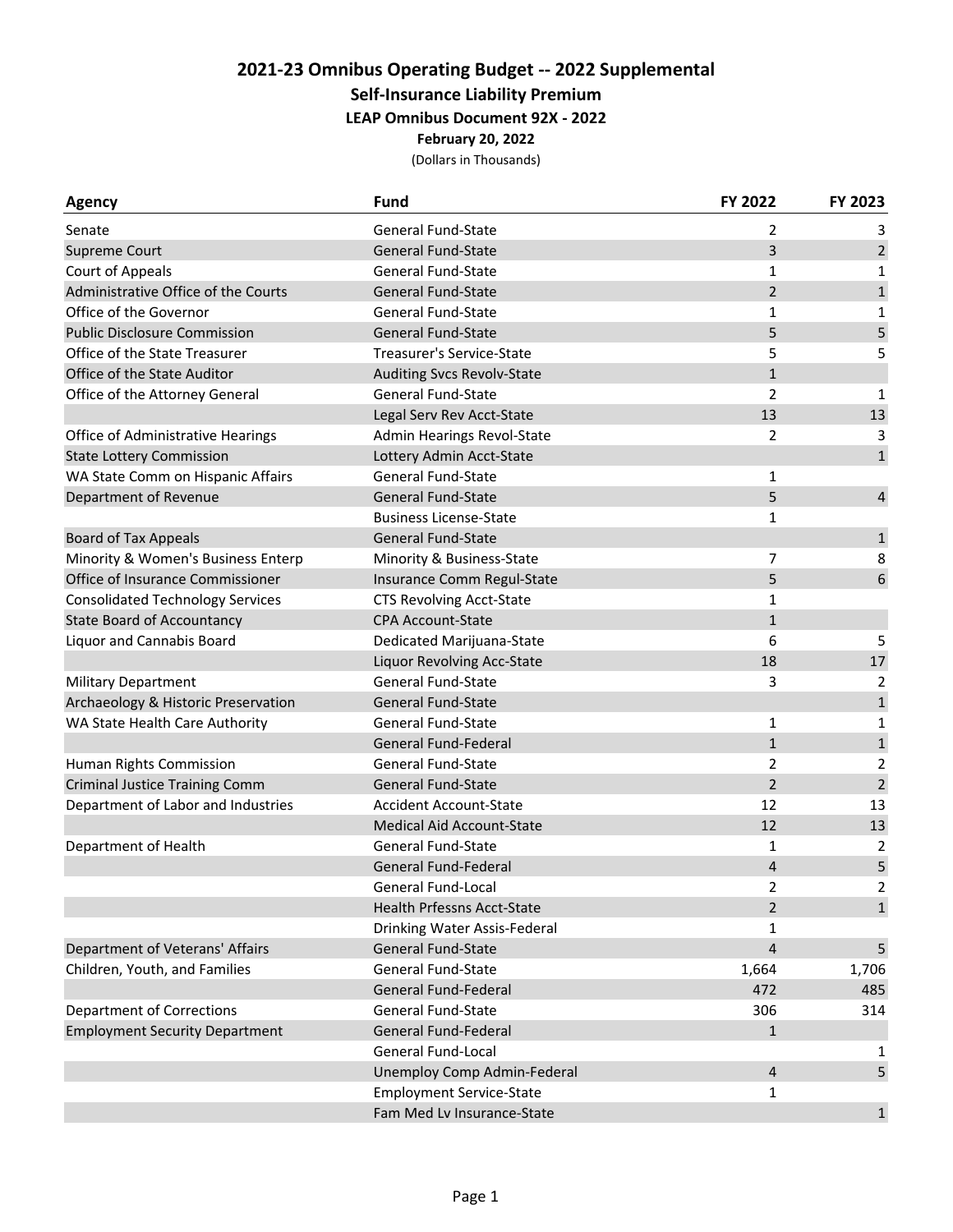# 2021-23 Omnibus Operating Budget -- 2022 Supplemental

## Self-Insurance Liability Premium

### LEAP Omnibus Document 92X - 2022

**February 20, 2022**

(Dollars in Thousands)

| Agency | Fund | FY 2022 | FY 2023 |
|---|---|---|---|
| Senate | General Fund-State | 2 | 3 |
| Supreme Court | General Fund-State | 3 | 2 |
| Court of Appeals | General Fund-State | 1 | 1 |
| Administrative Office of the Courts | General Fund-State | 2 | 1 |
| Office of the Governor | General Fund-State | 1 | 1 |
| Public Disclosure Commission | General Fund-State | 5 | 5 |
| Office of the State Treasurer | Treasurer's Service-State | 5 | 5 |
| Office of the State Auditor | Auditing Svcs Revolv-State | 1 | |
| Office of the Attorney General | General Fund-State | 2 | 1 |
| | Legal Serv Rev Acct-State | 13 | 13 |
| Office of Administrative Hearings | Admin Hearings Revol-State | 2 | 3 |
| State Lottery Commission | Lottery Admin Acct-State | | 1 |
| WA State Comm on Hispanic Affairs | General Fund-State | 1 | |
| Department of Revenue | General Fund-State | 5 | 4 |
| | Business License-State | 1 | |
| Board of Tax Appeals | General Fund-State | | 1 |
| Minority & Women's Business Enterp | Minority & Business-State | 7 | 8 |
| Office of Insurance Commissioner | Insurance Comm Regul-State | 5 | 6 |
| Consolidated Technology Services | CTS Revolving Acct-State | 1 | |
| State Board of Accountancy | CPA Account-State | 1 | |
| Liquor and Cannabis Board | Dedicated Marijuana-State | 6 | 5 |
| | Liquor Revolving Acc-State | 18 | 17 |
| Military Department | General Fund-State | 3 | 2 |
| Archaeology & Historic Preservation | General Fund-State | | 1 |
| WA State Health Care Authority | General Fund-State | 1 | 1 |
| | General Fund-Federal | 1 | 1 |
| Human Rights Commission | General Fund-State | 2 | 2 |
| Criminal Justice Training Comm | General Fund-State | 2 | 2 |
| Department of Labor and Industries | Accident Account-State | 12 | 13 |
| | Medical Aid Account-State | 12 | 13 |
| Department of Health | General Fund-State | 1 | 2 |
| | General Fund-Federal | 4 | 5 |
| | General Fund-Local | 2 | 2 |
| | Health Prfessns Acct-State | 2 | 1 |
| | Drinking Water Assis-Federal | 1 | |
| Department of Veterans' Affairs | General Fund-State | 4 | 5 |
| Children, Youth, and Families | General Fund-State | 1,664 | 1,706 |
| | General Fund-Federal | 472 | 485 |
| Department of Corrections | General Fund-State | 306 | 314 |
| Employment Security Department | General Fund-Federal | 1 | |
| | General Fund-Local | | 1 |
| | Unemploy Comp Admin-Federal | 4 | 5 |
| | Employment Service-State | 1 | |
| | Fam Med Lv Insurance-State | | 1 |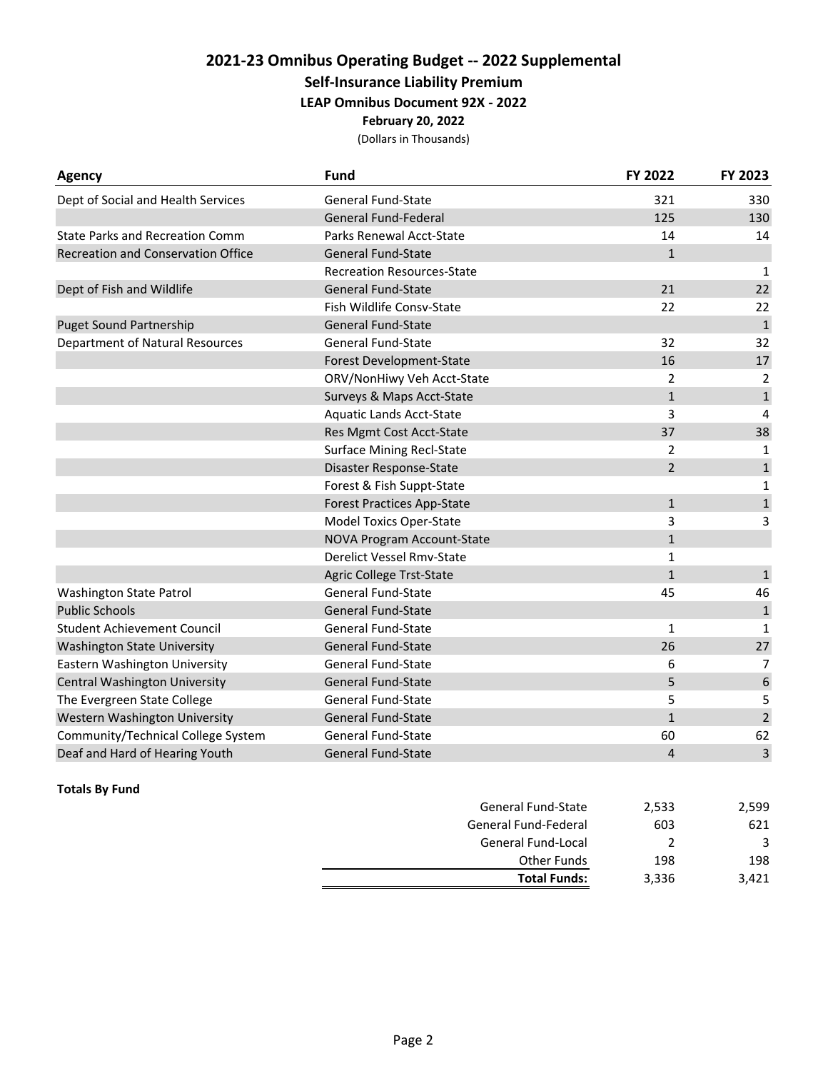# 2021-23 Omnibus Operating Budget -- 2022 Supplemental

## Self-Insurance Liability Premium

### LEAP Omnibus Document 92X - 2022

**February 20, 2022**

(Dollars in Thousands)

| Agency | Fund | FY 2022 | FY 2023 |
|---|---|---|---|
| Dept of Social and Health Services | General Fund-State | 321 | 330 |
| | General Fund-Federal | 125 | 130 |
| State Parks and Recreation Comm | Parks Renewal Acct-State | 14 | 14 |
| Recreation and Conservation Office | General Fund-State | 1 | |
| | Recreation Resources-State | | 1 |
| Dept of Fish and Wildlife | General Fund-State | 21 | 22 |
| | Fish Wildlife Consv-State | 22 | 22 |
| Puget Sound Partnership | General Fund-State | | 1 |
| Department of Natural Resources | General Fund-State | 32 | 32 |
| | Forest Development-State | 16 | 17 |
| | ORV/NonHiwy Veh Acct-State | 2 | 2 |
| | Surveys & Maps Acct-State | 1 | 1 |
| | Aquatic Lands Acct-State | 3 | 4 |
| | Res Mgmt Cost Acct-State | 37 | 38 |
| | Surface Mining Recl-State | 2 | 1 |
| | Disaster Response-State | 2 | 1 |
| | Forest & Fish Suppt-State | | 1 |
| | Forest Practices App-State | 1 | 1 |
| | Model Toxics Oper-State | 3 | 3 |
| | NOVA Program Account-State | 1 | |
| | Derelict Vessel Rmv-State | 1 | |
| | Agric College Trst-State | 1 | 1 |
| Washington State Patrol | General Fund-State | 45 | 46 |
| Public Schools | General Fund-State | | 1 |
| Student Achievement Council | General Fund-State | 1 | 1 |
| Washington State University | General Fund-State | 26 | 27 |
| Eastern Washington University | General Fund-State | 6 | 7 |
| Central Washington University | General Fund-State | 5 | 6 |
| The Evergreen State College | General Fund-State | 5 | 5 |
| Western Washington University | General Fund-State | 1 | 2 |
| Community/Technical College System | General Fund-State | 60 | 62 |
| Deaf and Hard of Hearing Youth | General Fund-State | 4 | 3 |

**Totals By Fund**

| | FY 2022 | FY 2023 |
|---|---|---|
| General Fund-State | 2,533 | 2,599 |
| General Fund-Federal | 603 | 621 |
| General Fund-Local | 2 | 3 |
| Other Funds | 198 | 198 |
| **Total Funds:** | 3,336 | 3,421 |